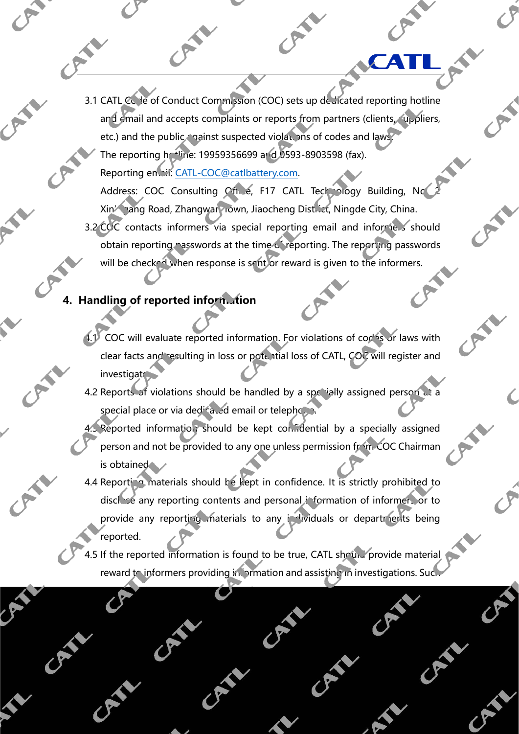3.1 CATL Code of Conduct Commission (COC) sets up dedicated reporting hotline and email and accepts complaints or reports from partners (clients, suppliers, etc.) and the public against suspected violations of codes and laws.
The reporting hotline: 19959356699 and 0593-8903598 (fax).
Reporting email: CATL-COC@catlbattery.com.
Address: COC Consulting Office, F17 CATL Technology Building, No. 2 Xin'gang Road, Zhangwan Town, Jiaocheng District, Ningde City, China.

3.2 COC contacts informers via special reporting email and informers should obtain reporting passwords at the time of reporting. The reporting passwords will be checked when response is sent or reward is given to the informers.

## 4. Handling of reported information

4.1 COC will evaluate reported information. For violations of codes or laws with clear facts and resulting in loss or potential loss of CATL, COC will register and investigate.

4.2 Reports of violations should be handled by a specially assigned person at a special place or via dedicated email or telephone.

4.3 Reported information should be kept confidential by a specially assigned person and not be provided to any one unless permission from COC Chairman is obtained.

4.4 Reporting materials should be kept in confidence. It is strictly prohibited to disclose any reporting contents and personal information of informers or to provide any reporting materials to any individuals or departments being reported.

4.5 If the reported information is found to be true, CATL should provide material reward to informers providing information and assisting in investigations. Such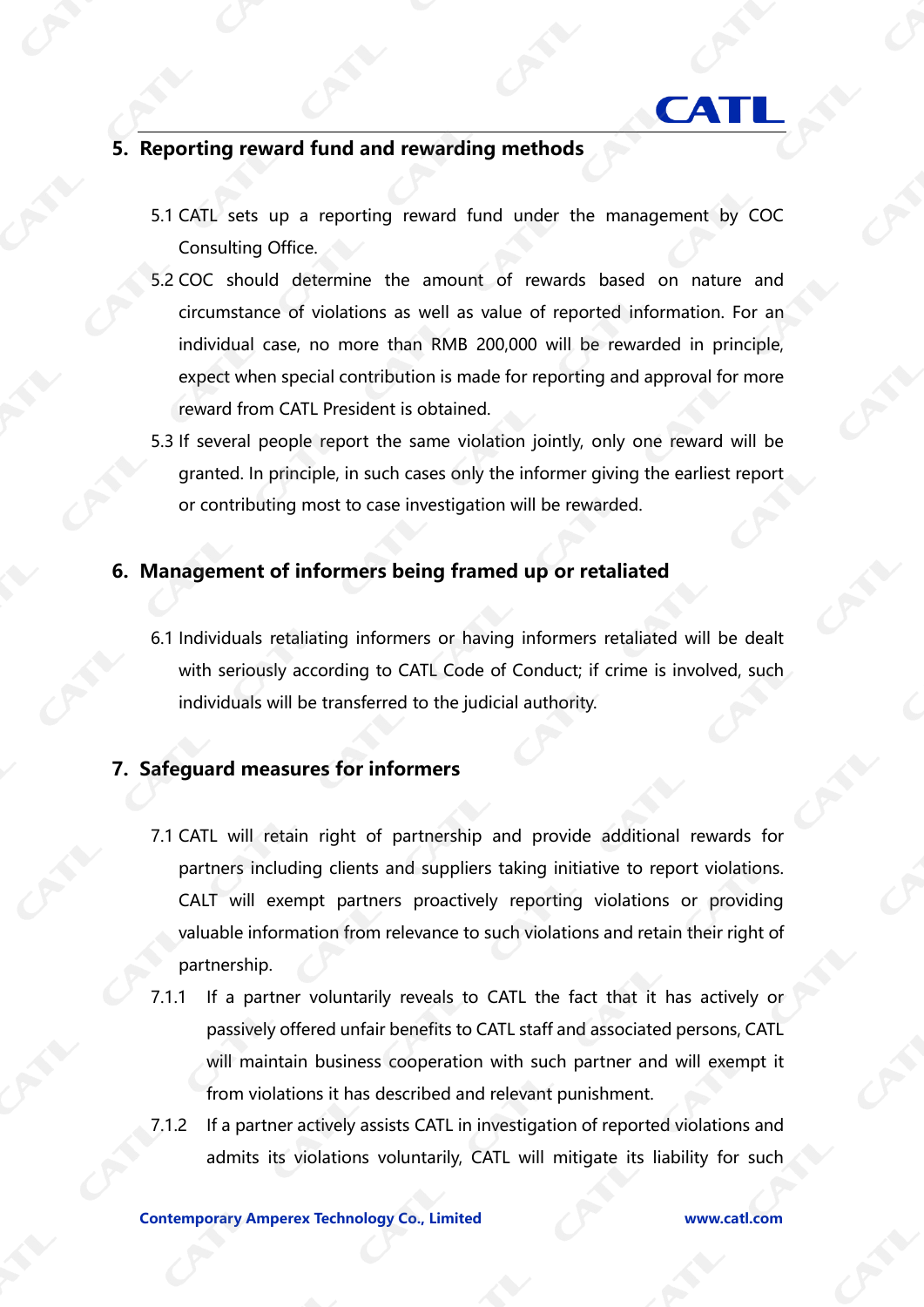## 5. Reporting reward fund and rewarding methods

5.1 CATL sets up a reporting reward fund under the management by COC Consulting Office.

5.2 COC should determine the amount of rewards based on nature and circumstance of violations as well as value of reported information. For an individual case, no more than RMB 200,000 will be rewarded in principle, expect when special contribution is made for reporting and approval for more reward from CATL President is obtained.

5.3 If several people report the same violation jointly, only one reward will be granted. In principle, in such cases only the informer giving the earliest report or contributing most to case investigation will be rewarded.

## 6. Management of informers being framed up or retaliated

6.1 Individuals retaliating informers or having informers retaliated will be dealt with seriously according to CATL Code of Conduct; if crime is involved, such individuals will be transferred to the judicial authority.

## 7. Safeguard measures for informers

7.1 CATL will retain right of partnership and provide additional rewards for partners including clients and suppliers taking initiative to report violations. CALT will exempt partners proactively reporting violations or providing valuable information from relevance to such violations and retain their right of partnership.

7.1.1 If a partner voluntarily reveals to CATL the fact that it has actively or passively offered unfair benefits to CATL staff and associated persons, CATL will maintain business cooperation with such partner and will exempt it from violations it has described and relevant punishment.

7.1.2 If a partner actively assists CATL in investigation of reported violations and admits its violations voluntarily, CATL will mitigate its liability for such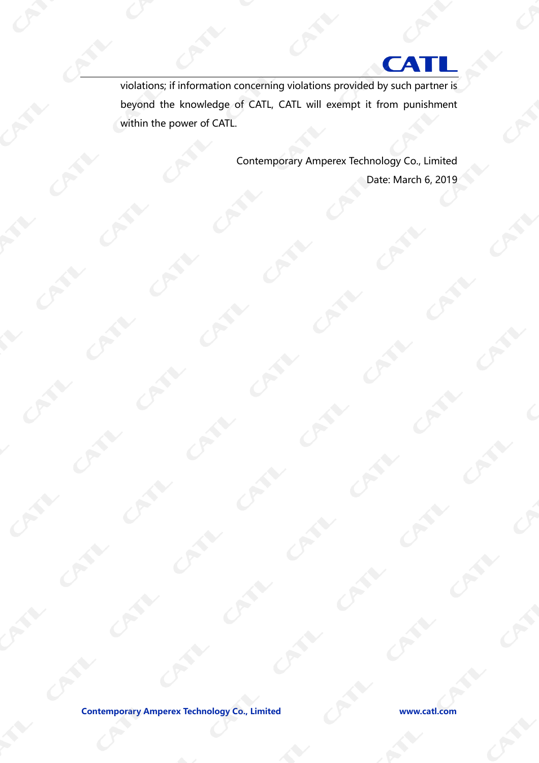violations; if information concerning violations provided by such partner is beyond the knowledge of CATL, CATL will exempt it from punishment within the power of CATL.

Contemporary Amperex Technology Co., Limited

Date: March 6, 2019